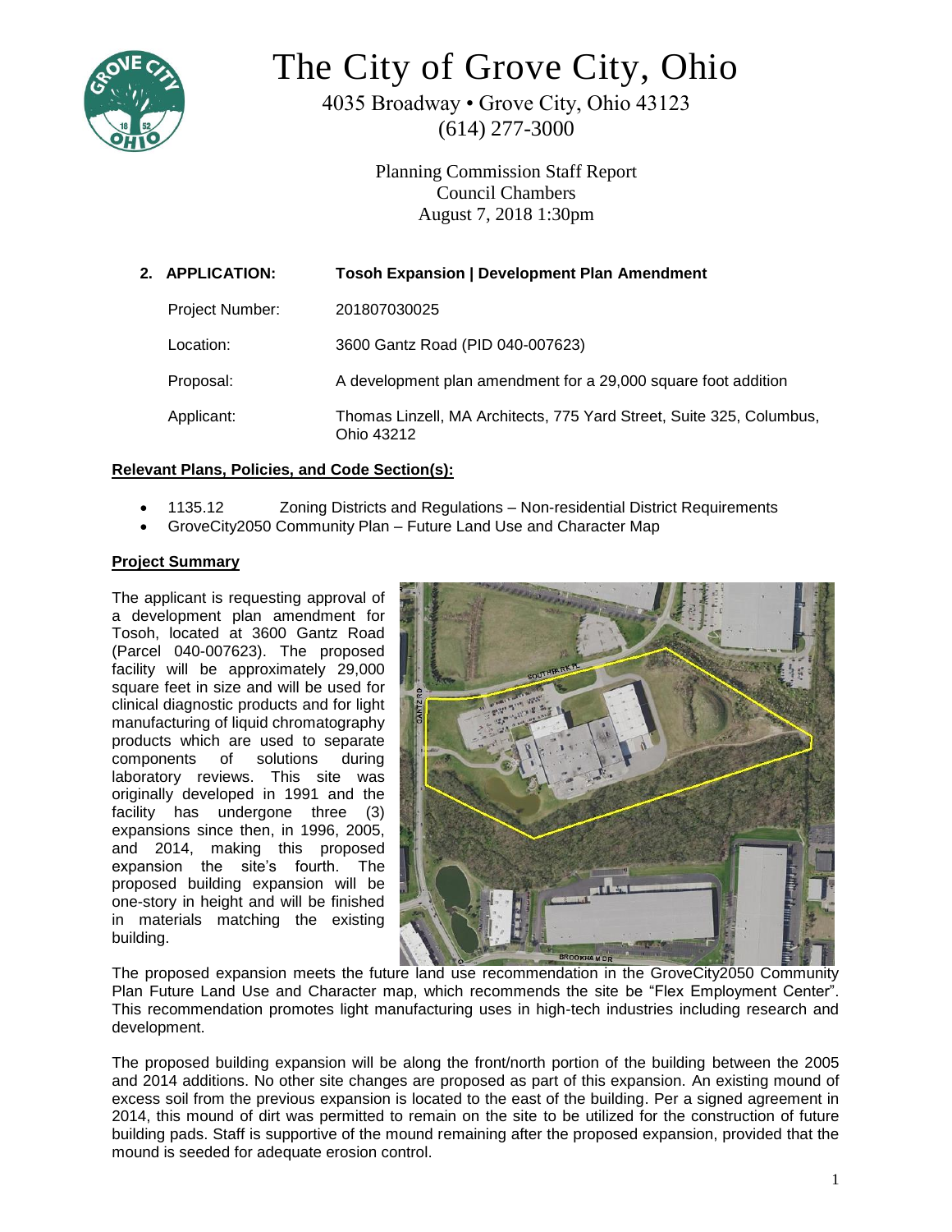# The City of Grove City, Ohio

4035 Broadway • Grove City, Ohio 43123
(614) 277-3000

Planning Commission Staff Report
Council Chambers
August 7, 2018 1:30pm

| **2. APPLICATION:** | **Tosoh Expansion \| Development Plan Amendment** |
|---|---|
| Project Number: | 201807030025 |
| Location: | 3600 Gantz Road (PID 040-007623) |
| Proposal: | A development plan amendment for a 29,000 square foot addition |
| Applicant: | Thomas Linzell, MA Architects, 775 Yard Street, Suite 325, Columbus, Ohio 43212 |

**Relevant Plans, Policies, and Code Section(s):**

- 1135.12 Zoning Districts and Regulations – Non-residential District Requirements
- GroveCity2050 Community Plan – Future Land Use and Character Map

**Project Summary**

The applicant is requesting approval of a development plan amendment for Tosoh, located at 3600 Gantz Road (Parcel 040-007623). The proposed facility will be approximately 29,000 square feet in size and will be used for clinical diagnostic products and for light manufacturing of liquid chromatography products which are used to separate components of solutions during laboratory reviews. This site was originally developed in 1991 and the facility has undergone three (3) expansions since then, in 1996, 2005, and 2014, making this proposed expansion the site's fourth. The proposed building expansion will be one-story in height and will be finished in materials matching the existing building.

The proposed expansion meets the future land use recommendation in the GroveCity2050 Community Plan Future Land Use and Character map, which recommends the site be "Flex Employment Center". This recommendation promotes light manufacturing uses in high-tech industries including research and development.

The proposed building expansion will be along the front/north portion of the building between the 2005 and 2014 additions. No other site changes are proposed as part of this expansion. An existing mound of excess soil from the previous expansion is located to the east of the building. Per a signed agreement in 2014, this mound of dirt was permitted to remain on the site to be utilized for the construction of future building pads. Staff is supportive of the mound remaining after the proposed expansion, provided that the mound is seeded for adequate erosion control.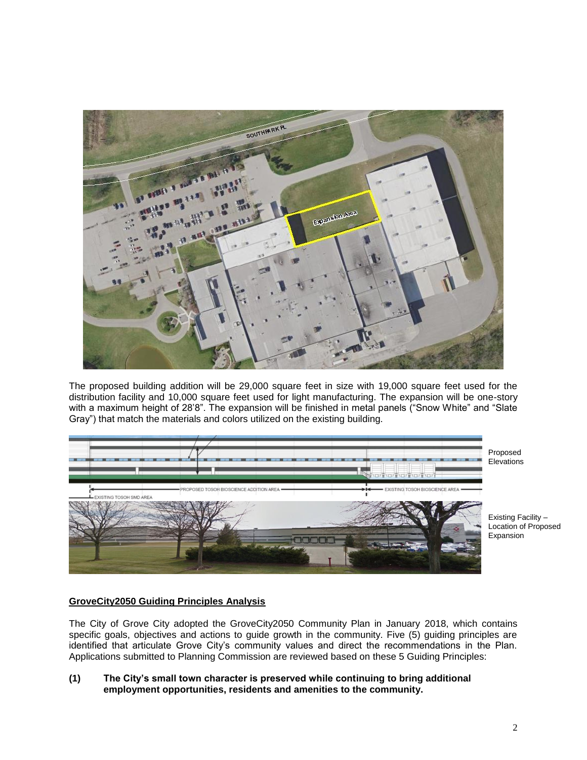The proposed building addition will be 29,000 square feet in size with 19,000 square feet used for the distribution facility and 10,000 square feet used for light manufacturing. The expansion will be one-story with a maximum height of 28'8". The expansion will be finished in metal panels ("Snow White" and "Slate Gray") that match the materials and colors utilized on the existing building.

Proposed Elevations

Existing Facility – Location of Proposed Expansion

## GroveCity2050 Guiding Principles Analysis

The City of Grove City adopted the GroveCity2050 Community Plan in January 2018, which contains specific goals, objectives and actions to guide growth in the community. Five (5) guiding principles are identified that articulate Grove City's community values and direct the recommendations in the Plan. Applications submitted to Planning Commission are reviewed based on these 5 Guiding Principles:

**(1) The City's small town character is preserved while continuing to bring additional employment opportunities, residents and amenities to the community.**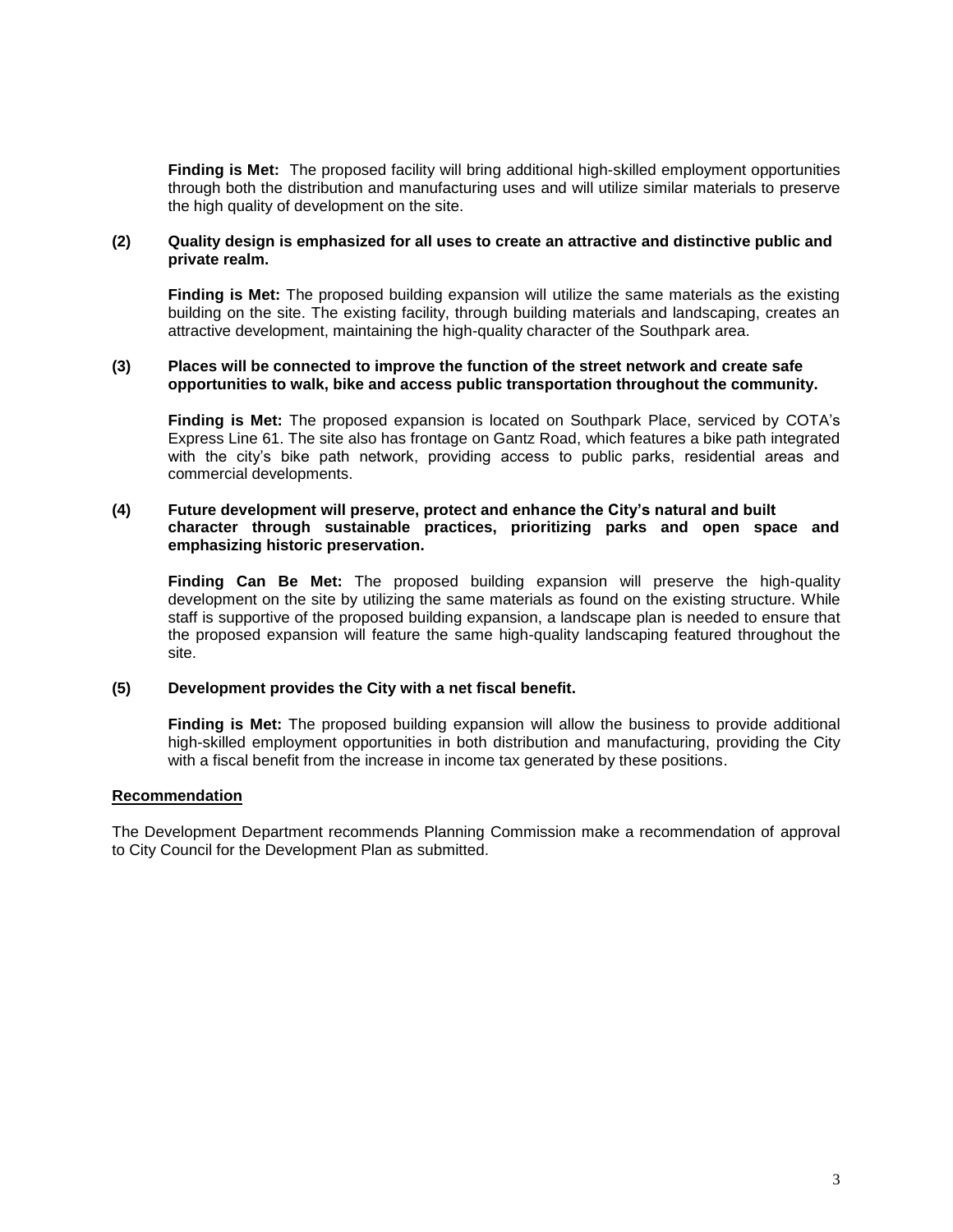**Finding is Met:** The proposed facility will bring additional high-skilled employment opportunities through both the distribution and manufacturing uses and will utilize similar materials to preserve the high quality of development on the site.

**(2) Quality design is emphasized for all uses to create an attractive and distinctive public and private realm.**

**Finding is Met:** The proposed building expansion will utilize the same materials as the existing building on the site. The existing facility, through building materials and landscaping, creates an attractive development, maintaining the high-quality character of the Southpark area.

**(3) Places will be connected to improve the function of the street network and create safe opportunities to walk, bike and access public transportation throughout the community.**

**Finding is Met:** The proposed expansion is located on Southpark Place, serviced by COTA's Express Line 61. The site also has frontage on Gantz Road, which features a bike path integrated with the city's bike path network, providing access to public parks, residential areas and commercial developments.

**(4) Future development will preserve, protect and enhance the City's natural and built character through sustainable practices, prioritizing parks and open space and emphasizing historic preservation.**

**Finding Can Be Met:** The proposed building expansion will preserve the high-quality development on the site by utilizing the same materials as found on the existing structure. While staff is supportive of the proposed building expansion, a landscape plan is needed to ensure that the proposed expansion will feature the same high-quality landscaping featured throughout the site.

**(5) Development provides the City with a net fiscal benefit.**

**Finding is Met:** The proposed building expansion will allow the business to provide additional high-skilled employment opportunities in both distribution and manufacturing, providing the City with a fiscal benefit from the increase in income tax generated by these positions.

## Recommendation

The Development Department recommends Planning Commission make a recommendation of approval to City Council for the Development Plan as submitted.